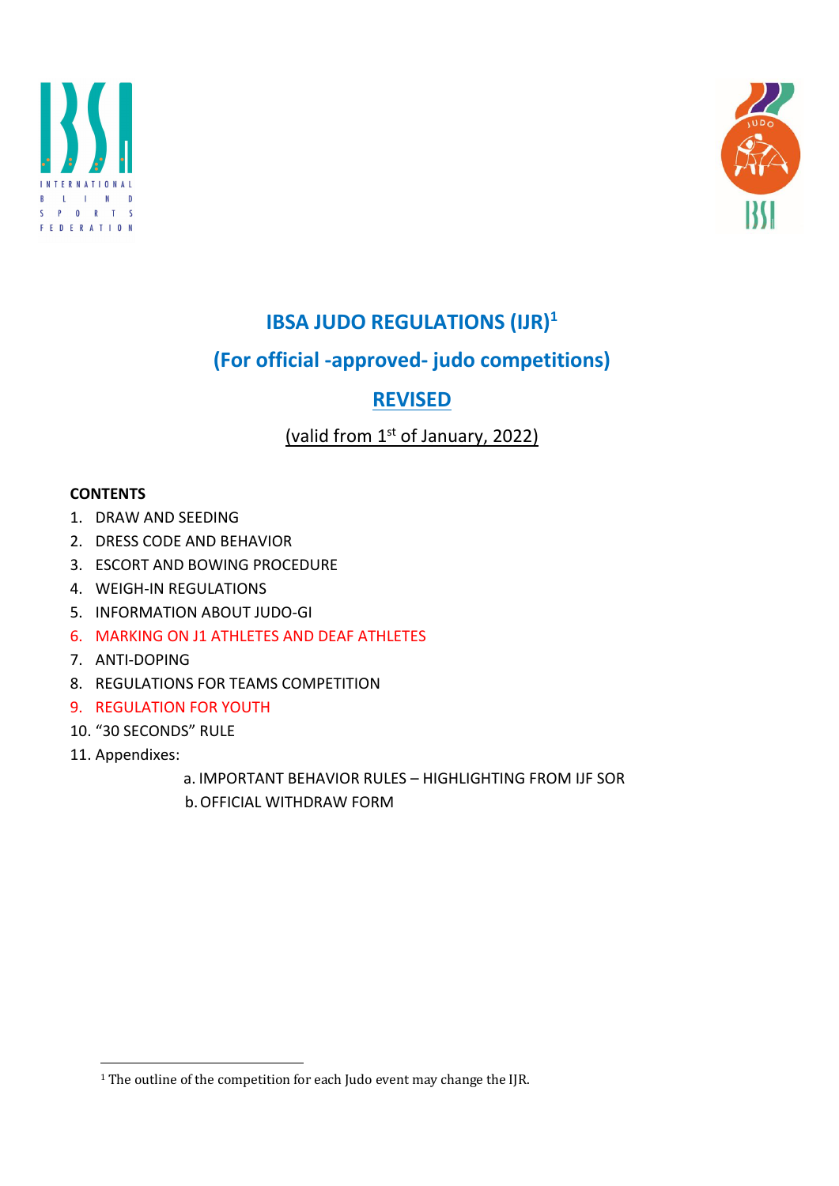# IBSA JUDO REGULATIONS (IJR)[1]

## (For official -approved- judo competitions)

## REVISED

(valid from 1st of January, 2022)

**CONTENTS**

1. DRAW AND SEEDING
2. DRESS CODE AND BEHAVIOR
3. ESCORT AND BOWING PROCEDURE
4. WEIGH-IN REGULATIONS
5. INFORMATION ABOUT JUDO-GI
6. MARKING ON J1 ATHLETES AND DEAF ATHLETES
7. ANTI-DOPING
8. REGULATIONS FOR TEAMS COMPETITION
9. REGULATION FOR YOUTH
10. "30 SECONDS" RULE
11. Appendixes:
    a. IMPORTANT BEHAVIOR RULES – HIGHLIGHTING FROM IJF SOR
    b. OFFICIAL WITHDRAW FORM

[1] The outline of the competition for each Judo event may change the IJR.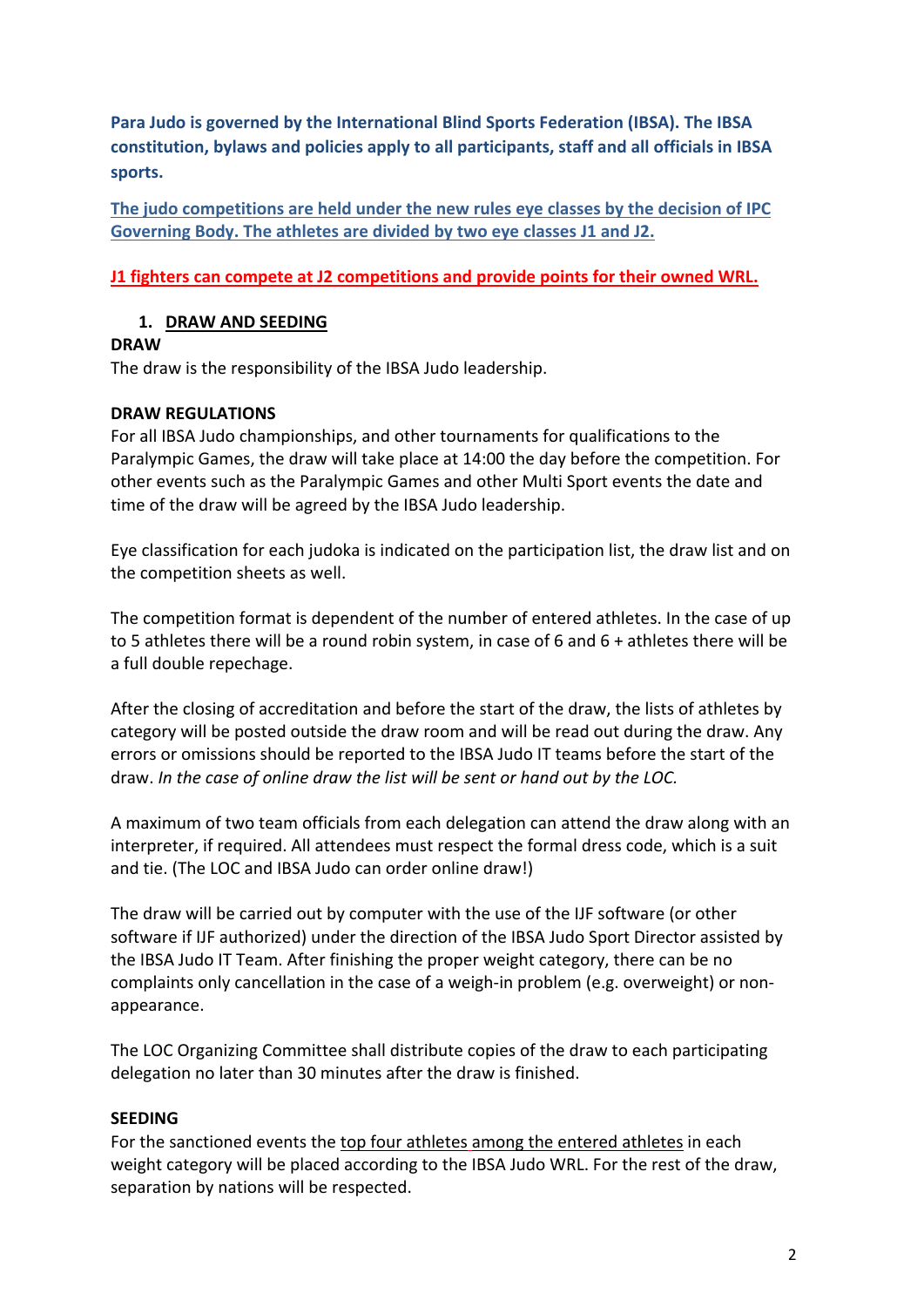**Para Judo is governed by the International Blind Sports Federation (IBSA). The IBSA constitution, bylaws and policies apply to all participants, staff and all officials in IBSA sports.**

The judo competitions are held under the new rules eye classes by the decision of IPC Governing Body. The athletes are divided by two eye classes J1 and J2.

**J1 fighters can compete at J2 competitions and provide points for their owned WRL.**

## 1. DRAW AND SEEDING

### DRAW

The draw is the responsibility of the IBSA Judo leadership.

### DRAW REGULATIONS

For all IBSA Judo championships, and other tournaments for qualifications to the Paralympic Games, the draw will take place at 14:00 the day before the competition. For other events such as the Paralympic Games and other Multi Sport events the date and time of the draw will be agreed by the IBSA Judo leadership.

Eye classification for each judoka is indicated on the participation list, the draw list and on the competition sheets as well.

The competition format is dependent of the number of entered athletes. In the case of up to 5 athletes there will be a round robin system, in case of 6 and 6 + athletes there will be a full double repechage.

After the closing of accreditation and before the start of the draw, the lists of athletes by category will be posted outside the draw room and will be read out during the draw. Any errors or omissions should be reported to the IBSA Judo IT teams before the start of the draw. *In the case of online draw the list will be sent or hand out by the LOC.*

A maximum of two team officials from each delegation can attend the draw along with an interpreter, if required. All attendees must respect the formal dress code, which is a suit and tie. (The LOC and IBSA Judo can order online draw!)

The draw will be carried out by computer with the use of the IJF software (or other software if IJF authorized) under the direction of the IBSA Judo Sport Director assisted by the IBSA Judo IT Team. After finishing the proper weight category, there can be no complaints only cancellation in the case of a weigh-in problem (e.g. overweight) or non-appearance.

The LOC Organizing Committee shall distribute copies of the draw to each participating delegation no later than 30 minutes after the draw is finished.

### SEEDING

For the sanctioned events the top four athletes among the entered athletes in each weight category will be placed according to the IBSA Judo WRL. For the rest of the draw, separation by nations will be respected.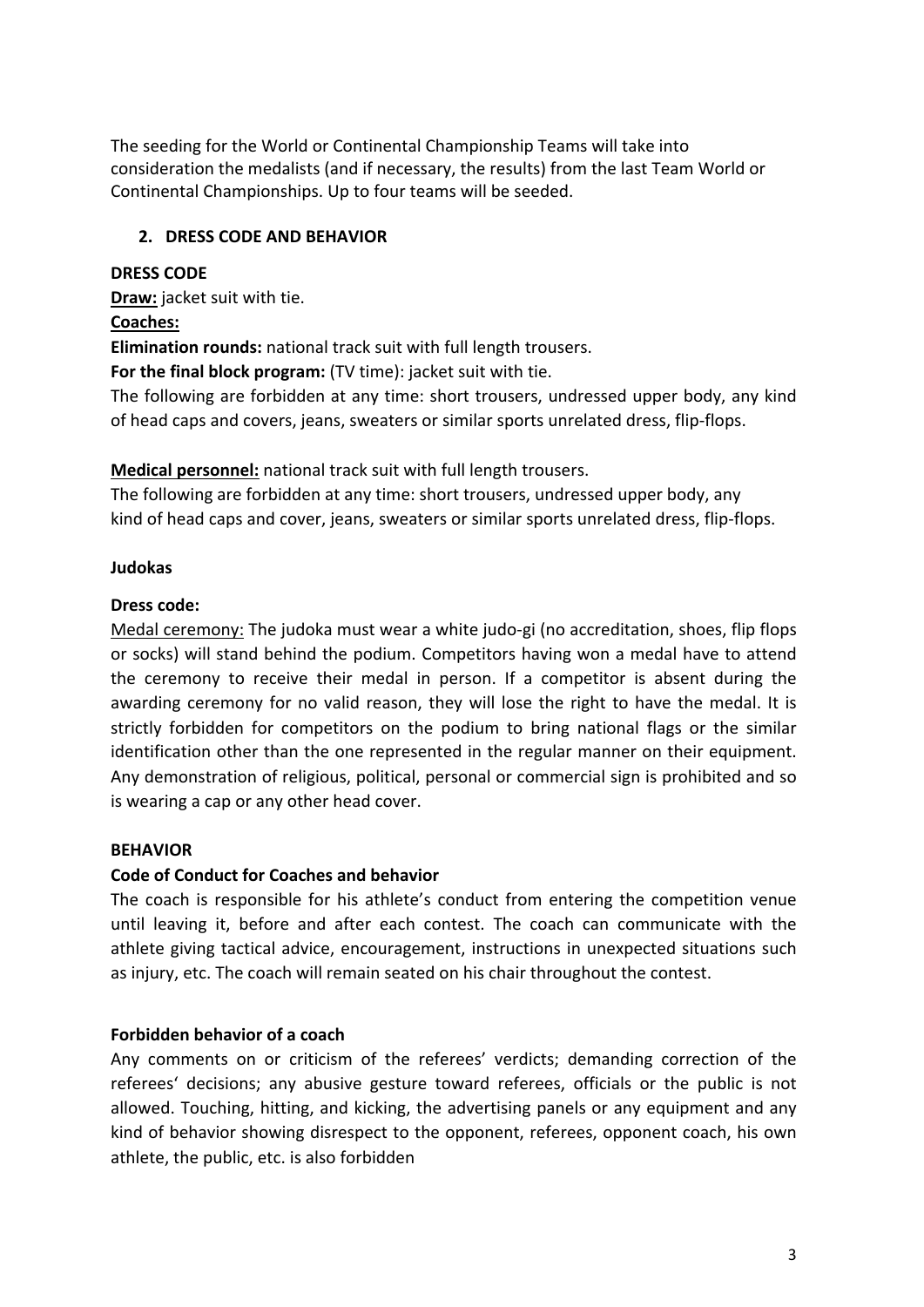The seeding for the World or Continental Championship Teams will take into consideration the medalists (and if necessary, the results) from the last Team World or Continental Championships. Up to four teams will be seeded.

## 2. DRESS CODE AND BEHAVIOR

### DRESS CODE

**Draw:** jacket suit with tie.

**Coaches:**

**Elimination rounds:** national track suit with full length trousers.

**For the final block program:** (TV time): jacket suit with tie.

The following are forbidden at any time: short trousers, undressed upper body, any kind of head caps and covers, jeans, sweaters or similar sports unrelated dress, flip-flops.

**Medical personnel:** national track suit with full length trousers.

The following are forbidden at any time: short trousers, undressed upper body, any kind of head caps and cover, jeans, sweaters or similar sports unrelated dress, flip-flops.

**Judokas**

**Dress code:**

Medal ceremony: The judoka must wear a white judo-gi (no accreditation, shoes, flip flops or socks) will stand behind the podium. Competitors having won a medal have to attend the ceremony to receive their medal in person. If a competitor is absent during the awarding ceremony for no valid reason, they will lose the right to have the medal. It is strictly forbidden for competitors on the podium to bring national flags or the similar identification other than the one represented in the regular manner on their equipment. Any demonstration of religious, political, personal or commercial sign is prohibited and so is wearing a cap or any other head cover.

### BEHAVIOR

**Code of Conduct for Coaches and behavior**

The coach is responsible for his athlete's conduct from entering the competition venue until leaving it, before and after each contest. The coach can communicate with the athlete giving tactical advice, encouragement, instructions in unexpected situations such as injury, etc. The coach will remain seated on his chair throughout the contest.

**Forbidden behavior of a coach**

Any comments on or criticism of the referees' verdicts; demanding correction of the referees' decisions; any abusive gesture toward referees, officials or the public is not allowed. Touching, hitting, and kicking, the advertising panels or any equipment and any kind of behavior showing disrespect to the opponent, referees, opponent coach, his own athlete, the public, etc. is also forbidden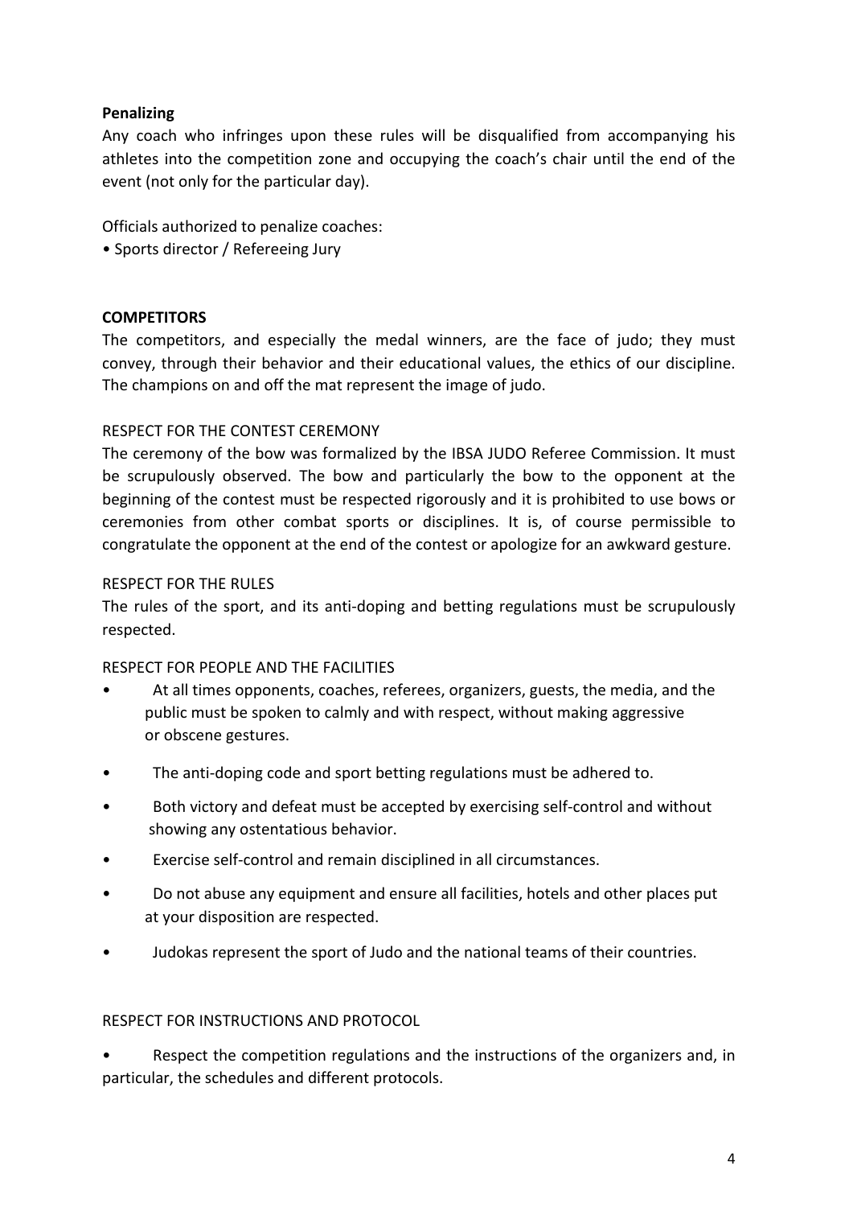**Penalizing**

Any coach who infringes upon these rules will be disqualified from accompanying his athletes into the competition zone and occupying the coach's chair until the end of the event (not only for the particular day).

Officials authorized to penalize coaches:

- Sports director / Refereeing Jury

**COMPETITORS**

The competitors, and especially the medal winners, are the face of judo; they must convey, through their behavior and their educational values, the ethics of our discipline. The champions on and off the mat represent the image of judo.

RESPECT FOR THE CONTEST CEREMONY

The ceremony of the bow was formalized by the IBSA JUDO Referee Commission. It must be scrupulously observed. The bow and particularly the bow to the opponent at the beginning of the contest must be respected rigorously and it is prohibited to use bows or ceremonies from other combat sports or disciplines. It is, of course permissible to congratulate the opponent at the end of the contest or apologize for an awkward gesture.

RESPECT FOR THE RULES

The rules of the sport, and its anti-doping and betting regulations must be scrupulously respected.

RESPECT FOR PEOPLE AND THE FACILITIES

- At all times opponents, coaches, referees, organizers, guests, the media, and the public must be spoken to calmly and with respect, without making aggressive or obscene gestures.
- The anti-doping code and sport betting regulations must be adhered to.
- Both victory and defeat must be accepted by exercising self-control and without showing any ostentatious behavior.
- Exercise self-control and remain disciplined in all circumstances.
- Do not abuse any equipment and ensure all facilities, hotels and other places put at your disposition are respected.
- Judokas represent the sport of Judo and the national teams of their countries.

RESPECT FOR INSTRUCTIONS AND PROTOCOL

- Respect the competition regulations and the instructions of the organizers and, in particular, the schedules and different protocols.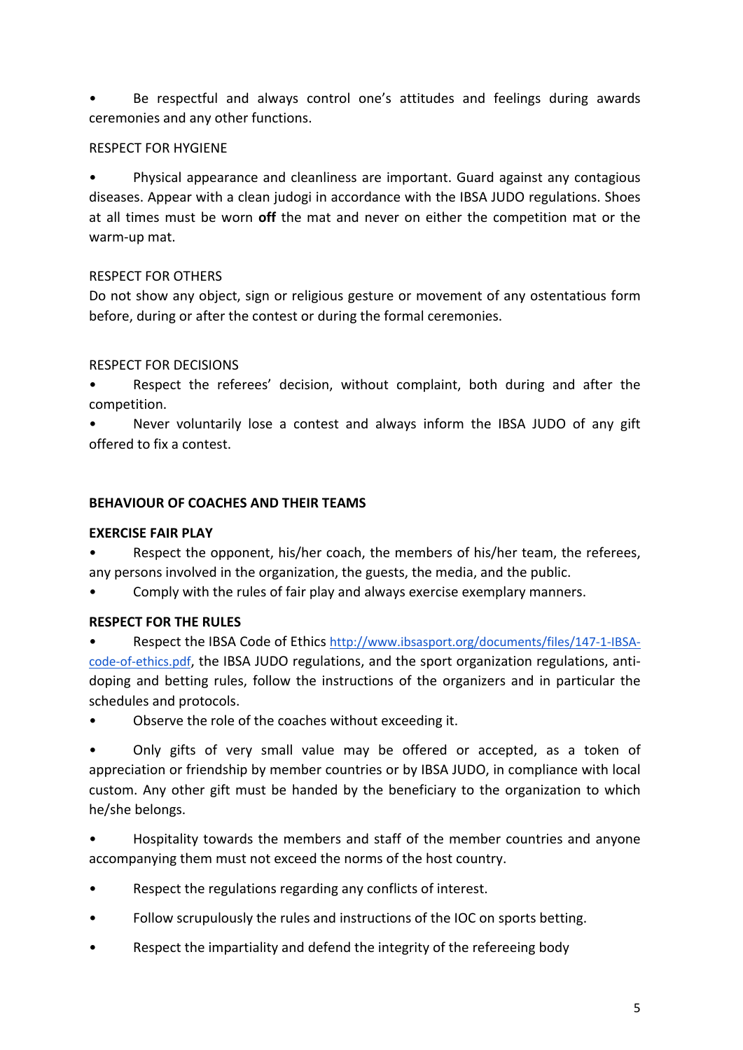- Be respectful and always control one's attitudes and feelings during awards ceremonies and any other functions.

RESPECT FOR HYGIENE

- Physical appearance and cleanliness are important. Guard against any contagious diseases. Appear with a clean judogi in accordance with the IBSA JUDO regulations. Shoes at all times must be worn **off** the mat and never on either the competition mat or the warm-up mat.

RESPECT FOR OTHERS

Do not show any object, sign or religious gesture or movement of any ostentatious form before, during or after the contest or during the formal ceremonies.

RESPECT FOR DECISIONS

- Respect the referees' decision, without complaint, both during and after the competition.
- Never voluntarily lose a contest and always inform the IBSA JUDO of any gift offered to fix a contest.

**BEHAVIOUR OF COACHES AND THEIR TEAMS**

**EXERCISE FAIR PLAY**

- Respect the opponent, his/her coach, the members of his/her team, the referees, any persons involved in the organization, the guests, the media, and the public.
- Comply with the rules of fair play and always exercise exemplary manners.

**RESPECT FOR THE RULES**

- Respect the IBSA Code of Ethics http://www.ibsasport.org/documents/files/147-1-IBSA-code-of-ethics.pdf, the IBSA JUDO regulations, and the sport organization regulations, anti-doping and betting rules, follow the instructions of the organizers and in particular the schedules and protocols.
- Observe the role of the coaches without exceeding it.
- Only gifts of very small value may be offered or accepted, as a token of appreciation or friendship by member countries or by IBSA JUDO, in compliance with local custom. Any other gift must be handed by the beneficiary to the organization to which he/she belongs.
- Hospitality towards the members and staff of the member countries and anyone accompanying them must not exceed the norms of the host country.
- Respect the regulations regarding any conflicts of interest.
- Follow scrupulously the rules and instructions of the IOC on sports betting.
- Respect the impartiality and defend the integrity of the refereeing body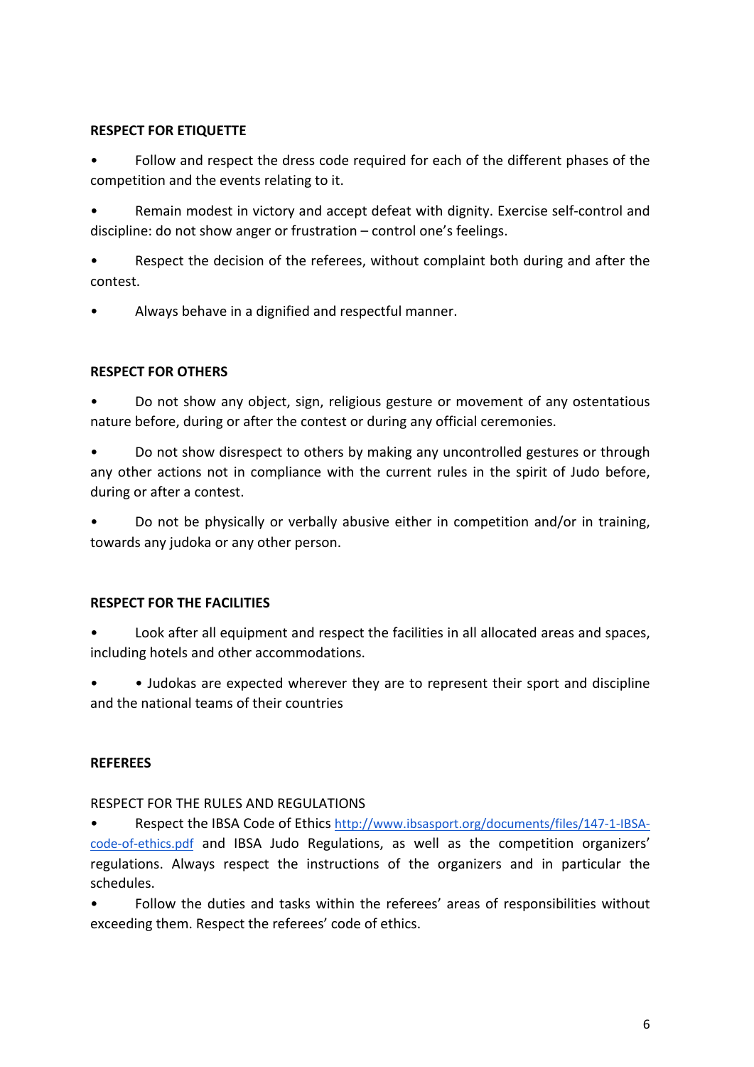**RESPECT FOR ETIQUETTE**

- Follow and respect the dress code required for each of the different phases of the competition and the events relating to it.
- Remain modest in victory and accept defeat with dignity. Exercise self-control and discipline: do not show anger or frustration – control one's feelings.
- Respect the decision of the referees, without complaint both during and after the contest.
- Always behave in a dignified and respectful manner.

**RESPECT FOR OTHERS**

- Do not show any object, sign, religious gesture or movement of any ostentatious nature before, during or after the contest or during any official ceremonies.
- Do not show disrespect to others by making any uncontrolled gestures or through any other actions not in compliance with the current rules in the spirit of Judo before, during or after a contest.
- Do not be physically or verbally abusive either in competition and/or in training, towards any judoka or any other person.

**RESPECT FOR THE FACILITIES**

- Look after all equipment and respect the facilities in all allocated areas and spaces, including hotels and other accommodations.
- • Judokas are expected wherever they are to represent their sport and discipline and the national teams of their countries

**REFEREES**

RESPECT FOR THE RULES AND REGULATIONS

- Respect the IBSA Code of Ethics http://www.ibsasport.org/documents/files/147-1-IBSA-code-of-ethics.pdf and IBSA Judo Regulations, as well as the competition organizers' regulations. Always respect the instructions of the organizers and in particular the schedules.
- Follow the duties and tasks within the referees' areas of responsibilities without exceeding them. Respect the referees' code of ethics.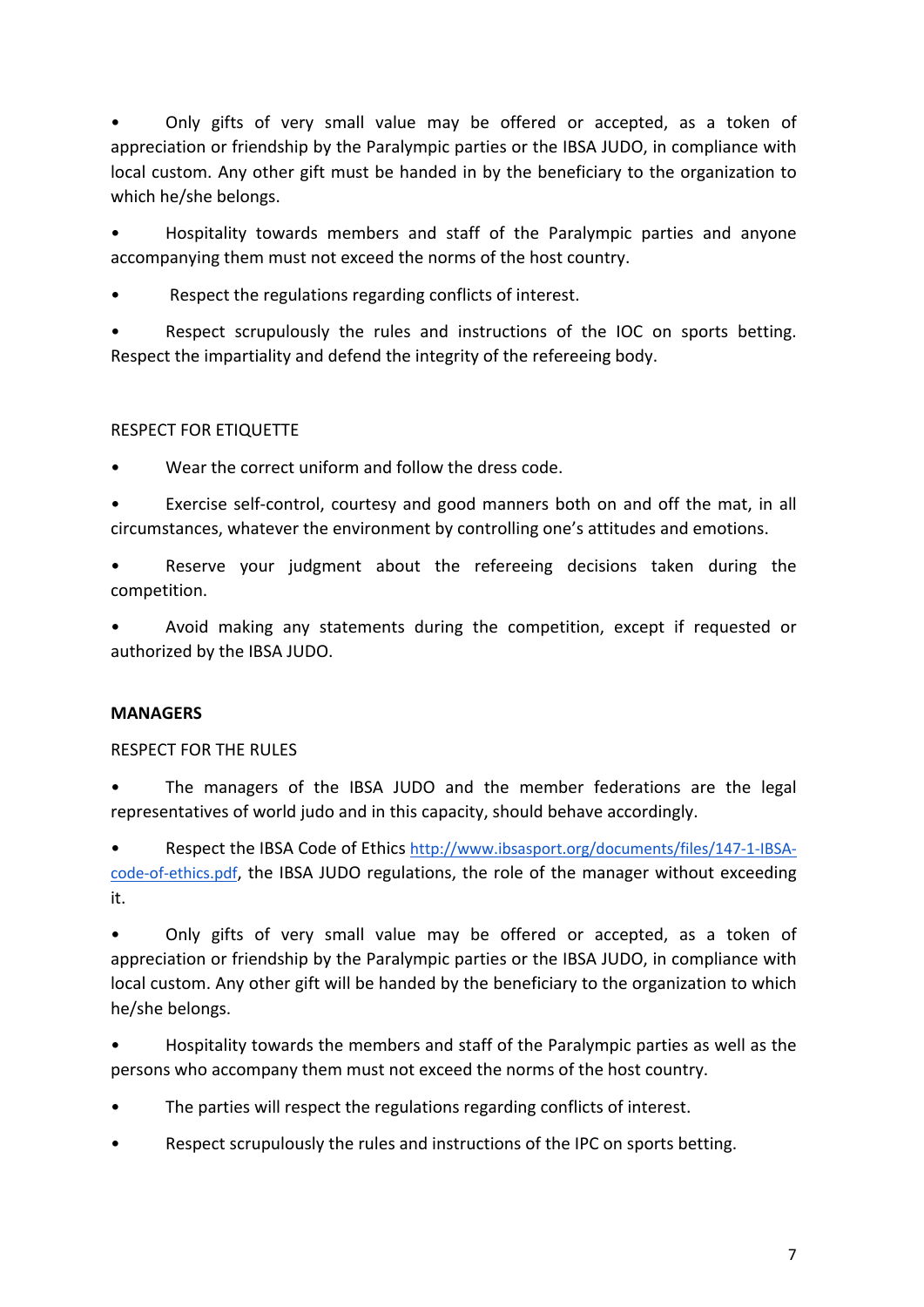- Only gifts of very small value may be offered or accepted, as a token of appreciation or friendship by the Paralympic parties or the IBSA JUDO, in compliance with local custom. Any other gift must be handed in by the beneficiary to the organization to which he/she belongs.
- Hospitality towards members and staff of the Paralympic parties and anyone accompanying them must not exceed the norms of the host country.
- Respect the regulations regarding conflicts of interest.
- Respect scrupulously the rules and instructions of the IOC on sports betting. Respect the impartiality and defend the integrity of the refereeing body.

RESPECT FOR ETIQUETTE

- Wear the correct uniform and follow the dress code.
- Exercise self-control, courtesy and good manners both on and off the mat, in all circumstances, whatever the environment by controlling one's attitudes and emotions.
- Reserve your judgment about the refereeing decisions taken during the competition.
- Avoid making any statements during the competition, except if requested or authorized by the IBSA JUDO.

**MANAGERS**

RESPECT FOR THE RULES

- The managers of the IBSA JUDO and the member federations are the legal representatives of world judo and in this capacity, should behave accordingly.
- Respect the IBSA Code of Ethics [http://www.ibsasport.org/documents/files/147-1-IBSA-code-of-ethics.pdf](http://www.ibsasport.org/documents/files/147-1-IBSA-code-of-ethics.pdf), the IBSA JUDO regulations, the role of the manager without exceeding it.
- Only gifts of very small value may be offered or accepted, as a token of appreciation or friendship by the Paralympic parties or the IBSA JUDO, in compliance with local custom. Any other gift will be handed by the beneficiary to the organization to which he/she belongs.
- Hospitality towards the members and staff of the Paralympic parties as well as the persons who accompany them must not exceed the norms of the host country.
- The parties will respect the regulations regarding conflicts of interest.
- Respect scrupulously the rules and instructions of the IPC on sports betting.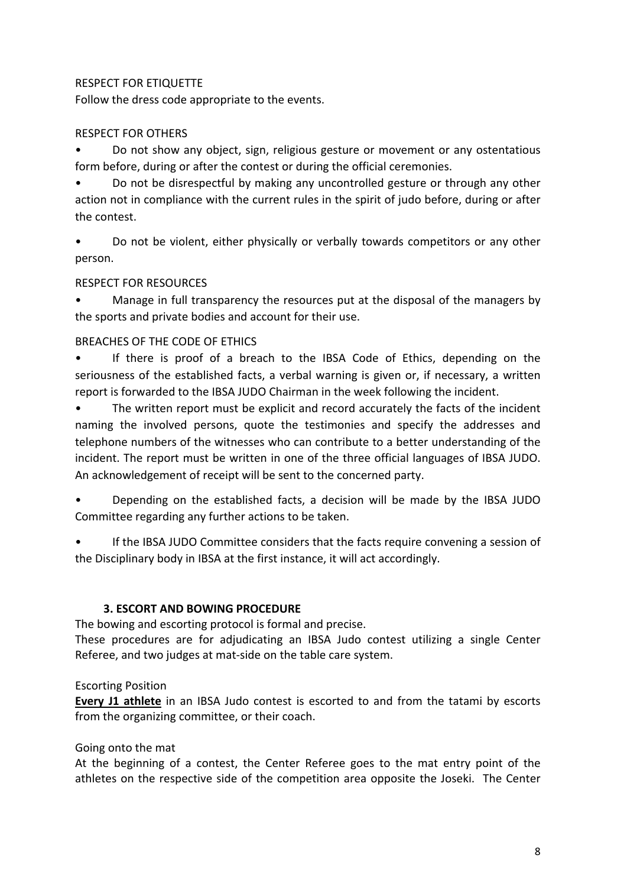RESPECT FOR ETIQUETTE

Follow the dress code appropriate to the events.

RESPECT FOR OTHERS

- Do not show any object, sign, religious gesture or movement or any ostentatious form before, during or after the contest or during the official ceremonies.
- Do not be disrespectful by making any uncontrolled gesture or through any other action not in compliance with the current rules in the spirit of judo before, during or after the contest.
- Do not be violent, either physically or verbally towards competitors or any other person.

RESPECT FOR RESOURCES

- Manage in full transparency the resources put at the disposal of the managers by the sports and private bodies and account for their use.

BREACHES OF THE CODE OF ETHICS

- If there is proof of a breach to the IBSA Code of Ethics, depending on the seriousness of the established facts, a verbal warning is given or, if necessary, a written report is forwarded to the IBSA JUDO Chairman in the week following the incident.
- The written report must be explicit and record accurately the facts of the incident naming the involved persons, quote the testimonies and specify the addresses and telephone numbers of the witnesses who can contribute to a better understanding of the incident. The report must be written in one of the three official languages of IBSA JUDO. An acknowledgement of receipt will be sent to the concerned party.
- Depending on the established facts, a decision will be made by the IBSA JUDO Committee regarding any further actions to be taken.
- If the IBSA JUDO Committee considers that the facts require convening a session of the Disciplinary body in IBSA at the first instance, it will act accordingly.

## 3. ESCORT AND BOWING PROCEDURE

The bowing and escorting protocol is formal and precise.

These procedures are for adjudicating an IBSA Judo contest utilizing a single Center Referee, and two judges at mat-side on the table care system.

Escorting Position

**Every J1 athlete** in an IBSA Judo contest is escorted to and from the tatami by escorts from the organizing committee, or their coach.

Going onto the mat

At the beginning of a contest, the Center Referee goes to the mat entry point of the athletes on the respective side of the competition area opposite the Joseki. The Center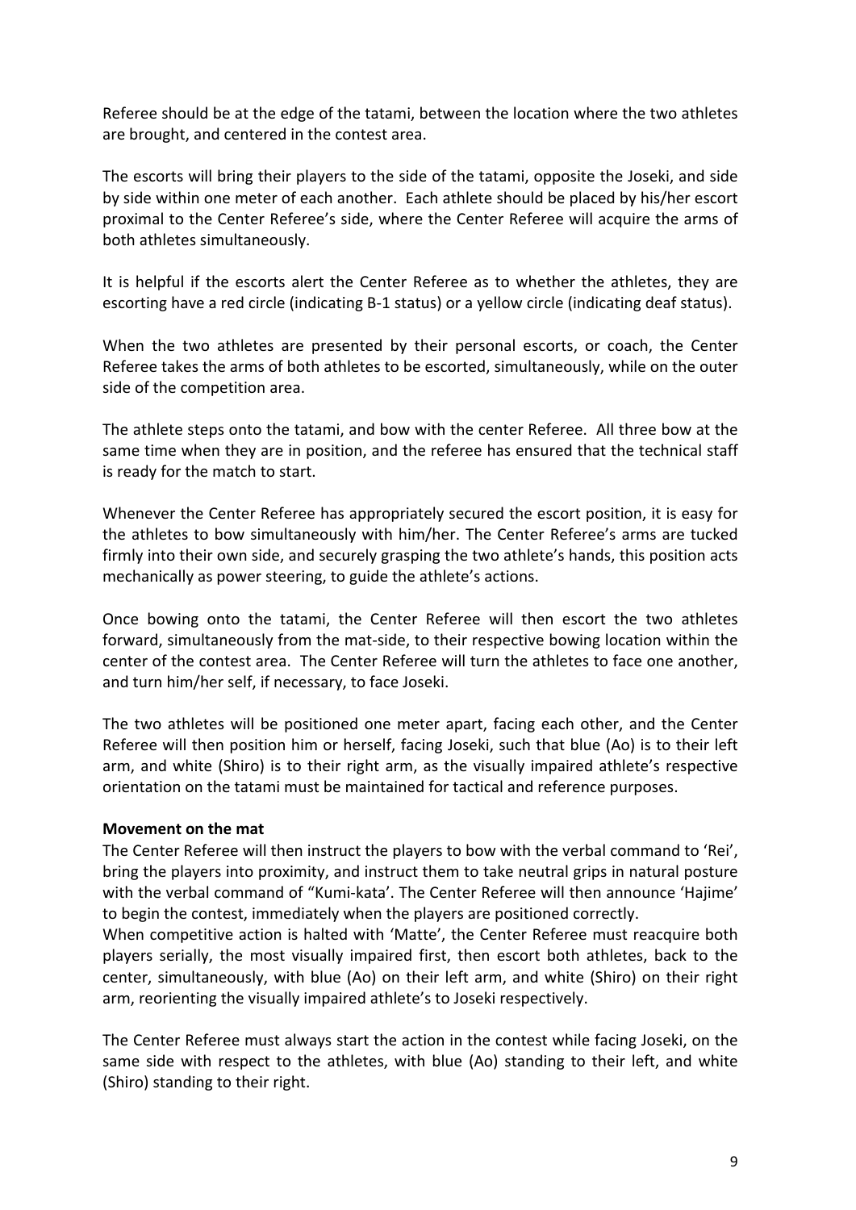Referee should be at the edge of the tatami, between the location where the two athletes are brought, and centered in the contest area.

The escorts will bring their players to the side of the tatami, opposite the Joseki, and side by side within one meter of each another. Each athlete should be placed by his/her escort proximal to the Center Referee's side, where the Center Referee will acquire the arms of both athletes simultaneously.

It is helpful if the escorts alert the Center Referee as to whether the athletes, they are escorting have a red circle (indicating B-1 status) or a yellow circle (indicating deaf status).

When the two athletes are presented by their personal escorts, or coach, the Center Referee takes the arms of both athletes to be escorted, simultaneously, while on the outer side of the competition area.

The athlete steps onto the tatami, and bow with the center Referee. All three bow at the same time when they are in position, and the referee has ensured that the technical staff is ready for the match to start.

Whenever the Center Referee has appropriately secured the escort position, it is easy for the athletes to bow simultaneously with him/her. The Center Referee's arms are tucked firmly into their own side, and securely grasping the two athlete's hands, this position acts mechanically as power steering, to guide the athlete's actions.

Once bowing onto the tatami, the Center Referee will then escort the two athletes forward, simultaneously from the mat-side, to their respective bowing location within the center of the contest area. The Center Referee will turn the athletes to face one another, and turn him/her self, if necessary, to face Joseki.

The two athletes will be positioned one meter apart, facing each other, and the Center Referee will then position him or herself, facing Joseki, such that blue (Ao) is to their left arm, and white (Shiro) is to their right arm, as the visually impaired athlete's respective orientation on the tatami must be maintained for tactical and reference purposes.

**Movement on the mat**

The Center Referee will then instruct the players to bow with the verbal command to 'Rei', bring the players into proximity, and instruct them to take neutral grips in natural posture with the verbal command of "Kumi-kata'. The Center Referee will then announce 'Hajime' to begin the contest, immediately when the players are positioned correctly.

When competitive action is halted with 'Matte', the Center Referee must reacquire both players serially, the most visually impaired first, then escort both athletes, back to the center, simultaneously, with blue (Ao) on their left arm, and white (Shiro) on their right arm, reorienting the visually impaired athlete's to Joseki respectively.

The Center Referee must always start the action in the contest while facing Joseki, on the same side with respect to the athletes, with blue (Ao) standing to their left, and white (Shiro) standing to their right.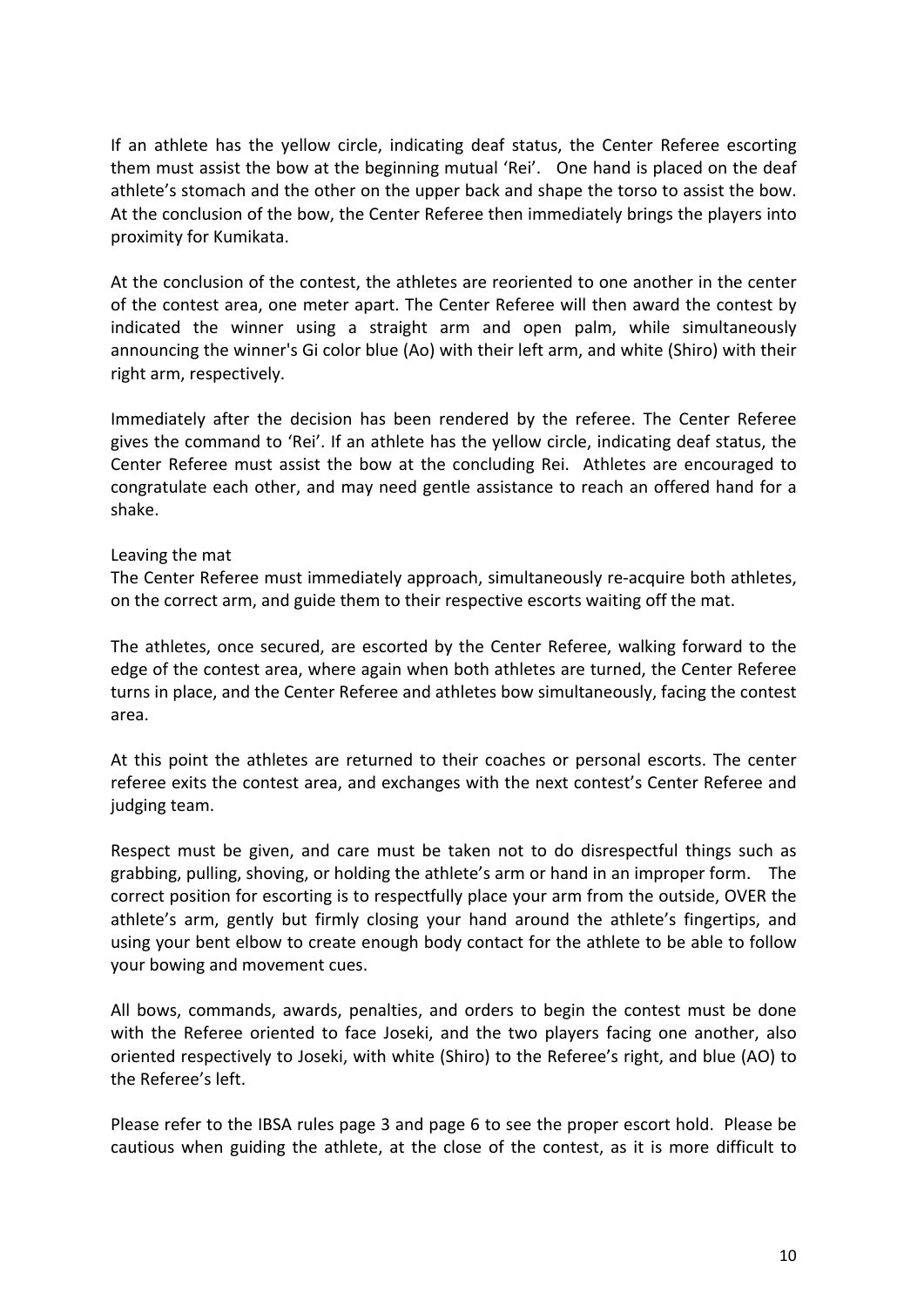If an athlete has the yellow circle, indicating deaf status, the Center Referee escorting them must assist the bow at the beginning mutual 'Rei'. One hand is placed on the deaf athlete's stomach and the other on the upper back and shape the torso to assist the bow. At the conclusion of the bow, the Center Referee then immediately brings the players into proximity for Kumikata.

At the conclusion of the contest, the athletes are reoriented to one another in the center of the contest area, one meter apart. The Center Referee will then award the contest by indicated the winner using a straight arm and open palm, while simultaneously announcing the winner's Gi color blue (Ao) with their left arm, and white (Shiro) with their right arm, respectively.

Immediately after the decision has been rendered by the referee. The Center Referee gives the command to 'Rei'. If an athlete has the yellow circle, indicating deaf status, the Center Referee must assist the bow at the concluding Rei. Athletes are encouraged to congratulate each other, and may need gentle assistance to reach an offered hand for a shake.

Leaving the mat

The Center Referee must immediately approach, simultaneously re-acquire both athletes, on the correct arm, and guide them to their respective escorts waiting off the mat.

The athletes, once secured, are escorted by the Center Referee, walking forward to the edge of the contest area, where again when both athletes are turned, the Center Referee turns in place, and the Center Referee and athletes bow simultaneously, facing the contest area.

At this point the athletes are returned to their coaches or personal escorts. The center referee exits the contest area, and exchanges with the next contest's Center Referee and judging team.

Respect must be given, and care must be taken not to do disrespectful things such as grabbing, pulling, shoving, or holding the athlete's arm or hand in an improper form. The correct position for escorting is to respectfully place your arm from the outside, OVER the athlete's arm, gently but firmly closing your hand around the athlete's fingertips, and using your bent elbow to create enough body contact for the athlete to be able to follow your bowing and movement cues.

All bows, commands, awards, penalties, and orders to begin the contest must be done with the Referee oriented to face Joseki, and the two players facing one another, also oriented respectively to Joseki, with white (Shiro) to the Referee's right, and blue (AO) to the Referee's left.

Please refer to the IBSA rules page 3 and page 6 to see the proper escort hold. Please be cautious when guiding the athlete, at the close of the contest, as it is more difficult to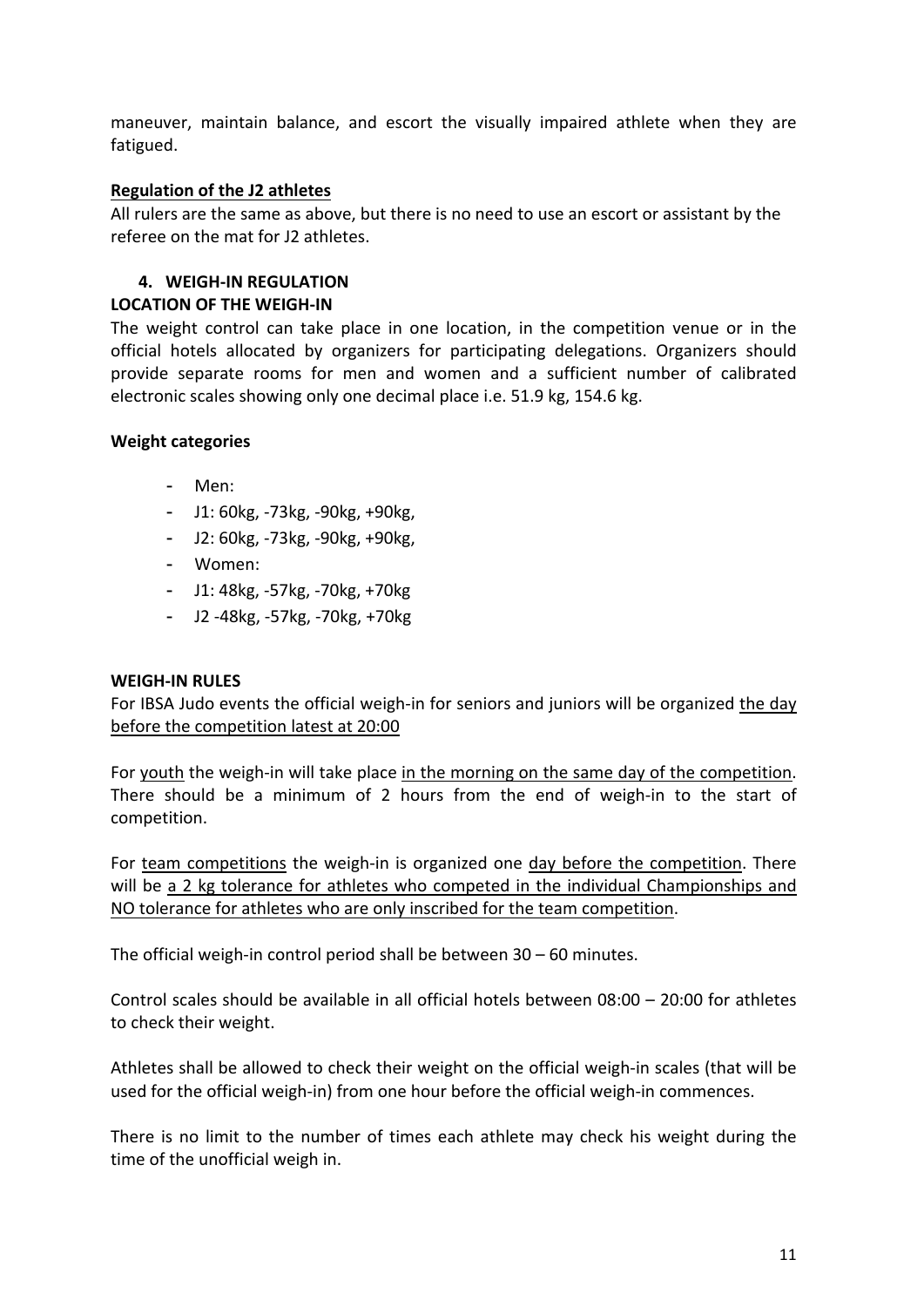maneuver, maintain balance, and escort the visually impaired athlete when they are fatigued.

**Regulation of the J2 athletes**

All rulers are the same as above, but there is no need to use an escort or assistant by the referee on the mat for J2 athletes.

## 4. WEIGH-IN REGULATION

**LOCATION OF THE WEIGH-IN**

The weight control can take place in one location, in the competition venue or in the official hotels allocated by organizers for participating delegations. Organizers should provide separate rooms for men and women and a sufficient number of calibrated electronic scales showing only one decimal place i.e. 51.9 kg, 154.6 kg.

**Weight categories**

- Men:
- J1: 60kg, -73kg, -90kg, +90kg,
- J2: 60kg, -73kg, -90kg, +90kg,
- Women:
- J1: 48kg, -57kg, -70kg, +70kg
- J2 -48kg, -57kg, -70kg, +70kg

**WEIGH-IN RULES**

For IBSA Judo events the official weigh-in for seniors and juniors will be organized the day before the competition latest at 20:00

For youth the weigh-in will take place in the morning on the same day of the competition. There should be a minimum of 2 hours from the end of weigh-in to the start of competition.

For team competitions the weigh-in is organized one day before the competition. There will be a 2 kg tolerance for athletes who competed in the individual Championships and NO tolerance for athletes who are only inscribed for the team competition.

The official weigh-in control period shall be between 30 – 60 minutes.

Control scales should be available in all official hotels between 08:00 – 20:00 for athletes to check their weight.

Athletes shall be allowed to check their weight on the official weigh-in scales (that will be used for the official weigh-in) from one hour before the official weigh-in commences.

There is no limit to the number of times each athlete may check his weight during the time of the unofficial weigh in.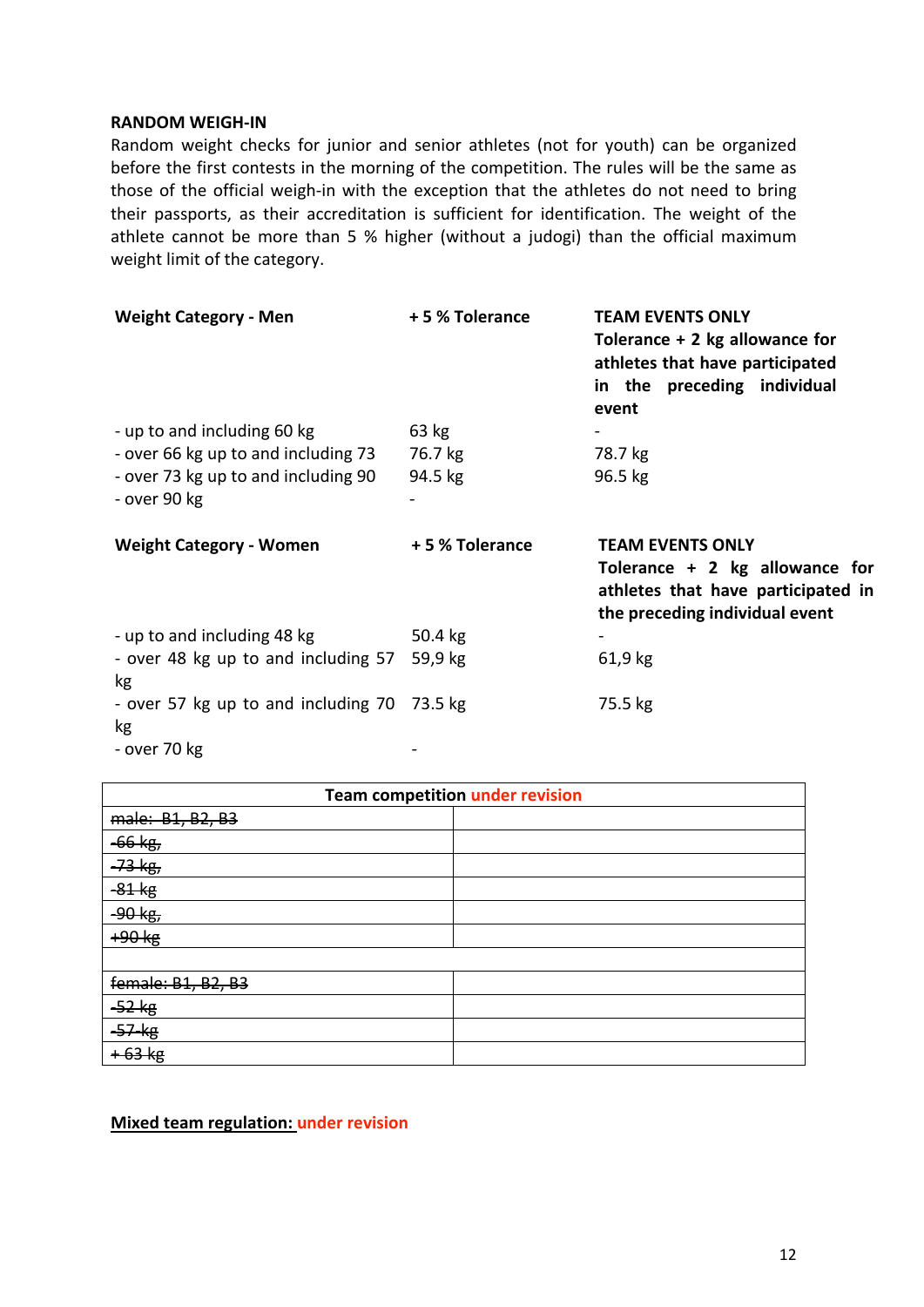## RANDOM WEIGH-IN

Random weight checks for junior and senior athletes (not for youth) can be organized before the first contests in the morning of the competition. The rules will be the same as those of the official weigh-in with the exception that the athletes do not need to bring their passports, as their accreditation is sufficient for identification. The weight of the athlete cannot be more than 5 % higher (without a judogi) than the official maximum weight limit of the category.

| **Weight Category - Men** | **+ 5 % Tolerance** | **TEAM EVENTS ONLY Tolerance + 2 kg allowance for athletes that have participated in the preceding individual event** |
|---|---|---|
| - up to and including 60 kg | 63 kg | - |
| - over 66 kg up to and including 73 | 76.7 kg | 78.7 kg |
| - over 73 kg up to and including 90 | 94.5 kg | 96.5 kg |
| - over 90 kg | - | |

| **Weight Category - Women** | **+ 5 % Tolerance** | **TEAM EVENTS ONLY Tolerance + 2 kg allowance for athletes that have participated in the preceding individual event** |
|---|---|---|
| - up to and including 48 kg | 50.4 kg | - |
| - over 48 kg up to and including 57 kg | 59,9 kg | 61,9 kg |
| - over 57 kg up to and including 70 kg | 73.5 kg | 75.5 kg |
| - over 70 kg | - | |

| **Team competition** under revision | |
|---|---|
| ~~male: B1, B2, B3~~ | |
| ~~-66 kg,~~ | |
| ~~-73 kg,~~ | |
| ~~-81 kg~~ | |
| ~~-90 kg,~~ | |
| ~~+90 kg~~ | |
| | |
| ~~female: B1, B2, B3~~ | |
| ~~-52 kg~~ | |
| ~~-57 kg~~ | |
| ~~+ 63 kg~~ | |

**Mixed team regulation:** under revision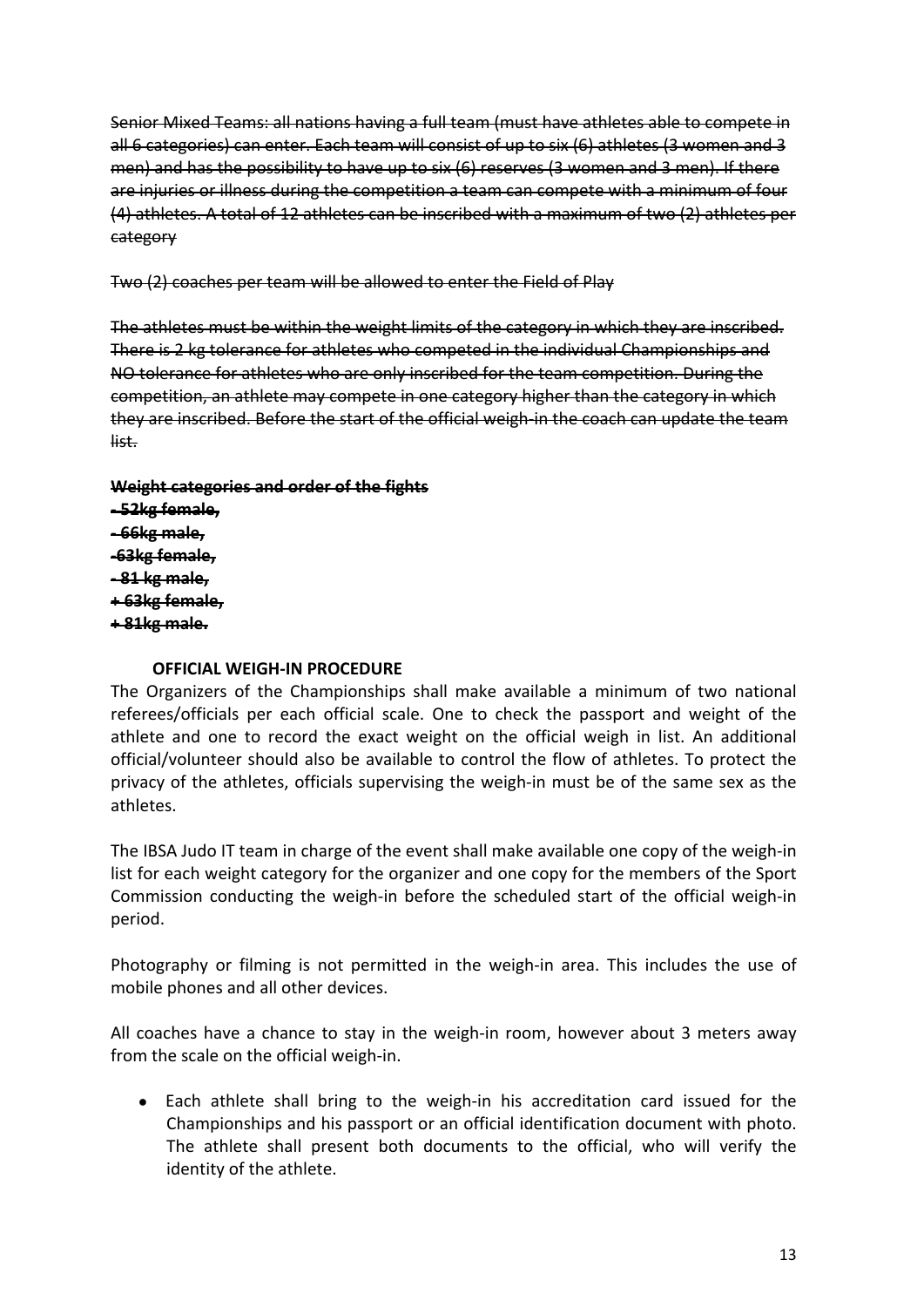~~Senior Mixed Teams: all nations having a full team (must have athletes able to compete in all 6 categories) can enter. Each team will consist of up to six (6) athletes (3 women and 3 men) and has the possibility to have up to six (6) reserves (3 women and 3 men). If there are injuries or illness during the competition a team can compete with a minimum of four (4) athletes. A total of 12 athletes can be inscribed with a maximum of two (2) athletes per category~~

~~Two (2) coaches per team will be allowed to enter the Field of Play~~

~~The athletes must be within the weight limits of the category in which they are inscribed. There is 2 kg tolerance for athletes who competed in the individual Championships and NO tolerance for athletes who are only inscribed for the team competition. During the competition, an athlete may compete in one category higher than the category in which they are inscribed. Before the start of the official weigh-in the coach can update the team list.~~

~~**Weight categories and order of the fights**~~
~~**- 52kg female,**~~
~~**- 66kg male,**~~
~~**-63kg female,**~~
~~**- 81 kg male,**~~
~~**+ 63kg female,**~~
~~**+ 81kg male.**~~

**OFFICIAL WEIGH-IN PROCEDURE**

The Organizers of the Championships shall make available a minimum of two national referees/officials per each official scale. One to check the passport and weight of the athlete and one to record the exact weight on the official weigh in list. An additional official/volunteer should also be available to control the flow of athletes. To protect the privacy of the athletes, officials supervising the weigh-in must be of the same sex as the athletes.

The IBSA Judo IT team in charge of the event shall make available one copy of the weigh-in list for each weight category for the organizer and one copy for the members of the Sport Commission conducting the weigh-in before the scheduled start of the official weigh-in period.

Photography or filming is not permitted in the weigh-in area. This includes the use of mobile phones and all other devices.

All coaches have a chance to stay in the weigh-in room, however about 3 meters away from the scale on the official weigh-in.

- Each athlete shall bring to the weigh-in his accreditation card issued for the Championships and his passport or an official identification document with photo. The athlete shall present both documents to the official, who will verify the identity of the athlete.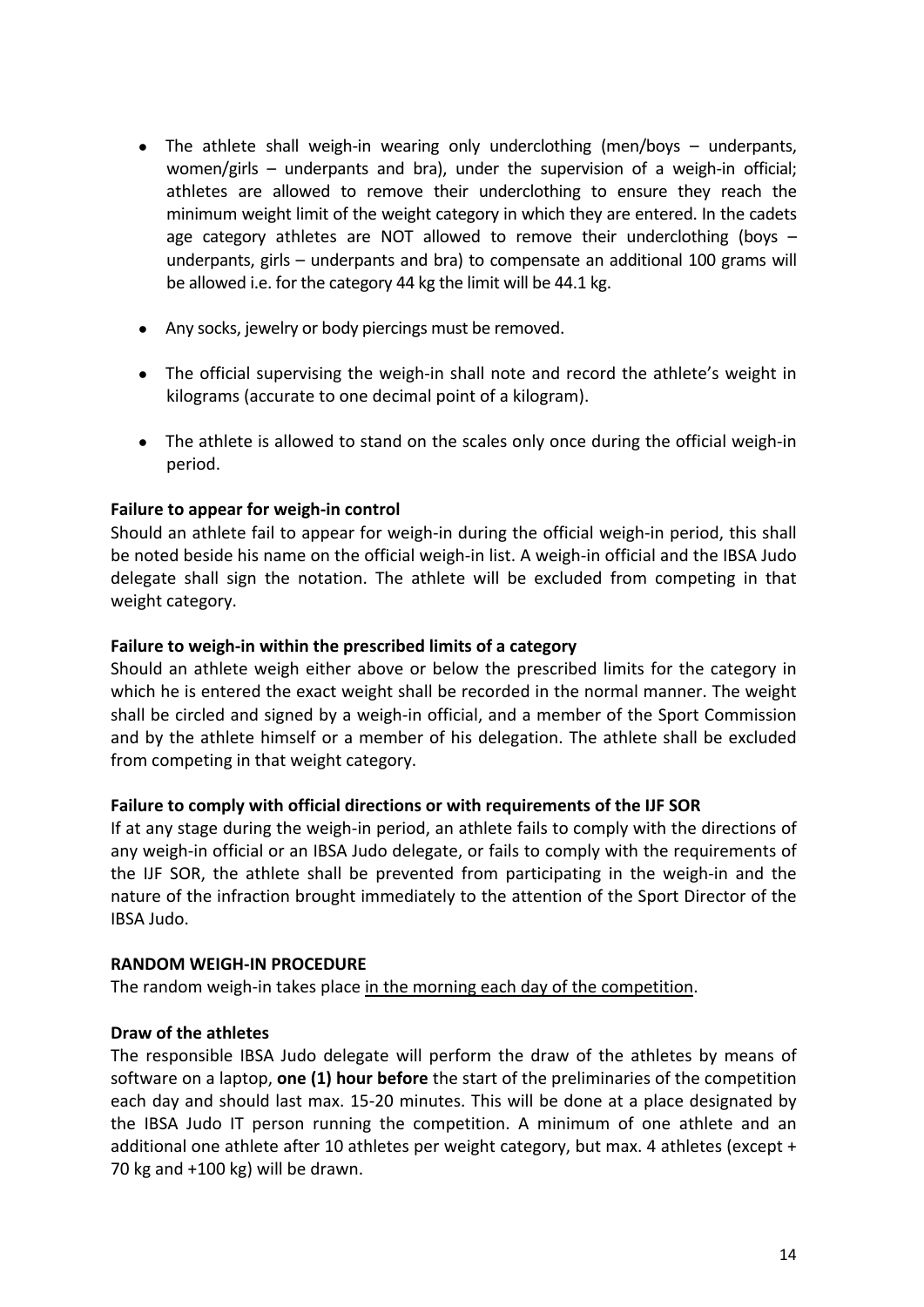- The athlete shall weigh-in wearing only underclothing (men/boys – underpants, women/girls – underpants and bra), under the supervision of a weigh-in official; athletes are allowed to remove their underclothing to ensure they reach the minimum weight limit of the weight category in which they are entered. In the cadets age category athletes are NOT allowed to remove their underclothing (boys – underpants, girls – underpants and bra) to compensate an additional 100 grams will be allowed i.e. for the category 44 kg the limit will be 44.1 kg.

- Any socks, jewelry or body piercings must be removed.

- The official supervising the weigh-in shall note and record the athlete's weight in kilograms (accurate to one decimal point of a kilogram).

- The athlete is allowed to stand on the scales only once during the official weigh-in period.

**Failure to appear for weigh-in control**

Should an athlete fail to appear for weigh-in during the official weigh-in period, this shall be noted beside his name on the official weigh-in list. A weigh-in official and the IBSA Judo delegate shall sign the notation. The athlete will be excluded from competing in that weight category.

**Failure to weigh-in within the prescribed limits of a category**

Should an athlete weigh either above or below the prescribed limits for the category in which he is entered the exact weight shall be recorded in the normal manner. The weight shall be circled and signed by a weigh-in official, and a member of the Sport Commission and by the athlete himself or a member of his delegation. The athlete shall be excluded from competing in that weight category.

**Failure to comply with official directions or with requirements of the IJF SOR**

If at any stage during the weigh-in period, an athlete fails to comply with the directions of any weigh-in official or an IBSA Judo delegate, or fails to comply with the requirements of the IJF SOR, the athlete shall be prevented from participating in the weigh-in and the nature of the infraction brought immediately to the attention of the Sport Director of the IBSA Judo.

**RANDOM WEIGH-IN PROCEDURE**

The random weigh-in takes place <u>in the morning each day of the competition</u>.

**Draw of the athletes**

The responsible IBSA Judo delegate will perform the draw of the athletes by means of software on a laptop, **one (1) hour before** the start of the preliminaries of the competition each day and should last max. 15-20 minutes. This will be done at a place designated by the IBSA Judo IT person running the competition. A minimum of one athlete and an additional one athlete after 10 athletes per weight category, but max. 4 athletes (except + 70 kg and +100 kg) will be drawn.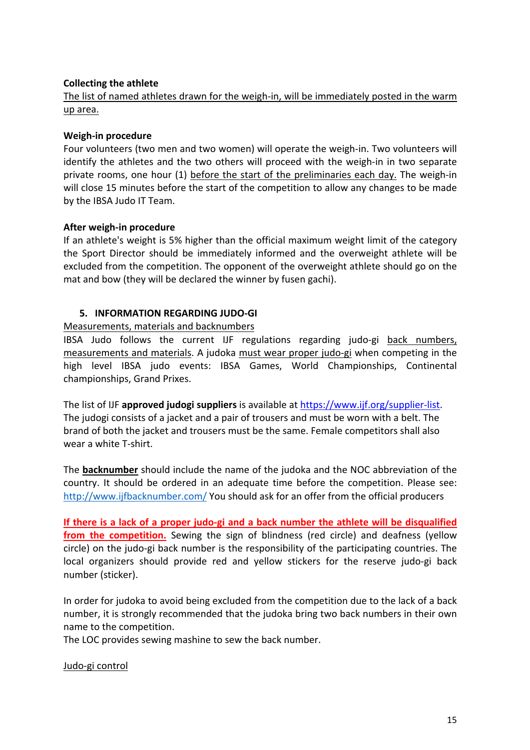**Collecting the athlete**

The list of named athletes drawn for the weigh-in, will be immediately posted in the warm up area.

**Weigh-in procedure**

Four volunteers (two men and two women) will operate the weigh-in. Two volunteers will identify the athletes and the two others will proceed with the weigh-in in two separate private rooms, one hour (1) before the start of the preliminaries each day. The weigh-in will close 15 minutes before the start of the competition to allow any changes to be made by the IBSA Judo IT Team.

**After weigh-in procedure**

If an athlete's weight is 5% higher than the official maximum weight limit of the category the Sport Director should be immediately informed and the overweight athlete will be excluded from the competition. The opponent of the overweight athlete should go on the mat and bow (they will be declared the winner by fusen gachi).

## 5. INFORMATION REGARDING JUDO-GI

Measurements, materials and backnumbers

IBSA Judo follows the current IJF regulations regarding judo-gi back numbers, measurements and materials. A judoka must wear proper judo-gi when competing in the high level IBSA judo events: IBSA Games, World Championships, Continental championships, Grand Prixes.

The list of IJF **approved judogi suppliers** is available at https://www.ijf.org/supplier-list. The judogi consists of a jacket and a pair of trousers and must be worn with a belt. The brand of both the jacket and trousers must be the same. Female competitors shall also wear a white T-shirt.

The **backnumber** should include the name of the judoka and the NOC abbreviation of the country. It should be ordered in an adequate time before the competition. Please see: http://www.ijfbacknumber.com/ You should ask for an offer from the official producers

**If there is a lack of a proper judo-gi and a back number the athlete will be disqualified from the competition.** Sewing the sign of blindness (red circle) and deafness (yellow circle) on the judo-gi back number is the responsibility of the participating countries. The local organizers should provide red and yellow stickers for the reserve judo-gi back number (sticker).

In order for judoka to avoid being excluded from the competition due to the lack of a back number, it is strongly recommended that the judoka bring two back numbers in their own name to the competition.

The LOC provides sewing mashine to sew the back number.

Judo-gi control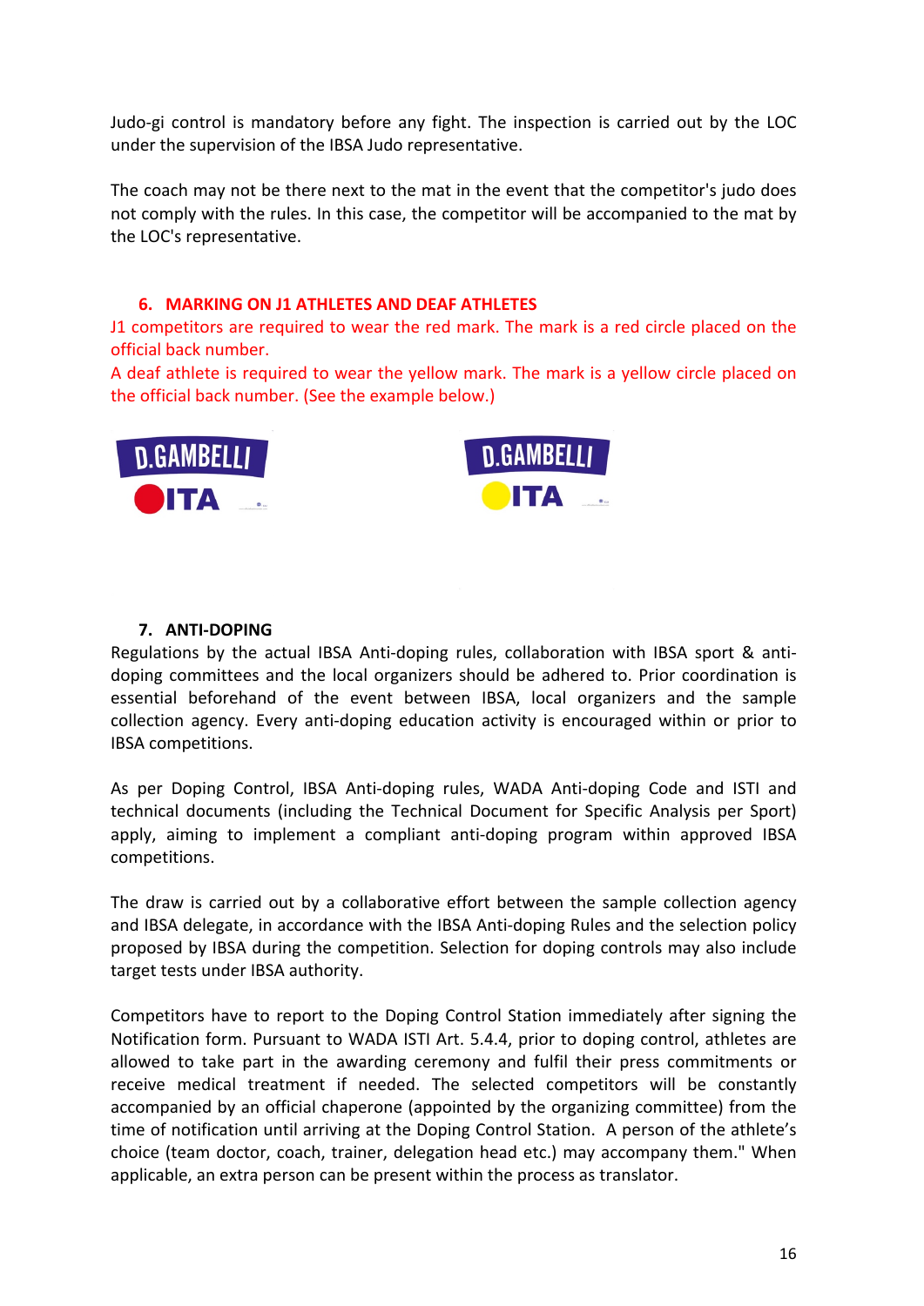Judo-gi control is mandatory before any fight. The inspection is carried out by the LOC under the supervision of the IBSA Judo representative.

The coach may not be there next to the mat in the event that the competitor's judo does not comply with the rules. In this case, the competitor will be accompanied to the mat by the LOC's representative.

## 6. MARKING ON J1 ATHLETES AND DEAF ATHLETES

J1 competitors are required to wear the red mark. The mark is a red circle placed on the official back number.

A deaf athlete is required to wear the yellow mark. The mark is a yellow circle placed on the official back number. (See the example below.)

## 7. ANTI-DOPING

Regulations by the actual IBSA Anti-doping rules, collaboration with IBSA sport & anti-doping committees and the local organizers should be adhered to. Prior coordination is essential beforehand of the event between IBSA, local organizers and the sample collection agency. Every anti-doping education activity is encouraged within or prior to IBSA competitions.

As per Doping Control, IBSA Anti-doping rules, WADA Anti-doping Code and ISTI and technical documents (including the Technical Document for Specific Analysis per Sport) apply, aiming to implement a compliant anti-doping program within approved IBSA competitions.

The draw is carried out by a collaborative effort between the sample collection agency and IBSA delegate, in accordance with the IBSA Anti-doping Rules and the selection policy proposed by IBSA during the competition. Selection for doping controls may also include target tests under IBSA authority.

Competitors have to report to the Doping Control Station immediately after signing the Notification form. Pursuant to WADA ISTI Art. 5.4.4, prior to doping control, athletes are allowed to take part in the awarding ceremony and fulfil their press commitments or receive medical treatment if needed. The selected competitors will be constantly accompanied by an official chaperone (appointed by the organizing committee) from the time of notification until arriving at the Doping Control Station. A person of the athlete's choice (team doctor, coach, trainer, delegation head etc.) may accompany them." When applicable, an extra person can be present within the process as translator.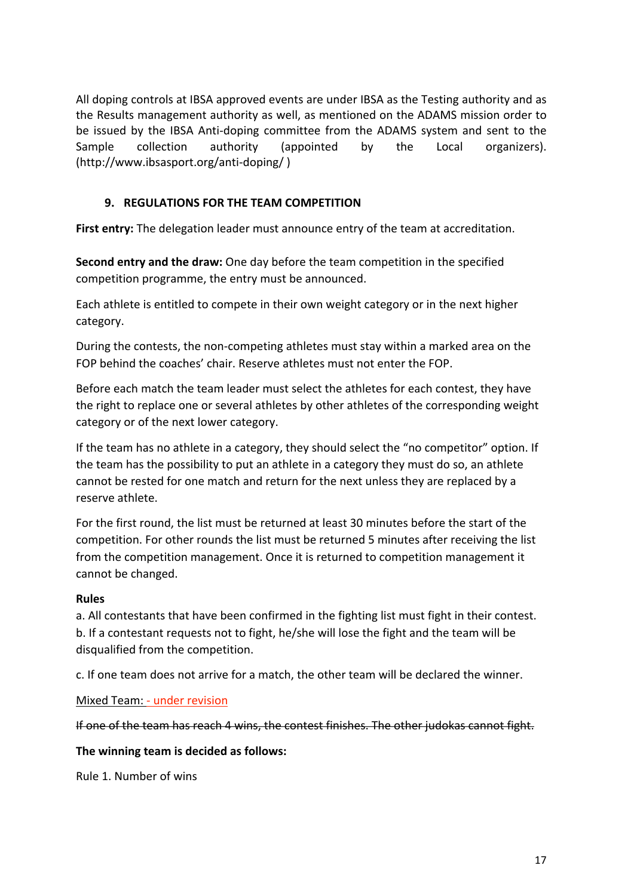All doping controls at IBSA approved events are under IBSA as the Testing authority and as the Results management authority as well, as mentioned on the ADAMS mission order to be issued by the IBSA Anti-doping committee from the ADAMS system and sent to the Sample collection authority (appointed by the Local organizers). (http://www.ibsasport.org/anti-doping/ )

## 9. REGULATIONS FOR THE TEAM COMPETITION

**First entry:** The delegation leader must announce entry of the team at accreditation.

**Second entry and the draw:** One day before the team competition in the specified competition programme, the entry must be announced.

Each athlete is entitled to compete in their own weight category or in the next higher category.

During the contests, the non-competing athletes must stay within a marked area on the FOP behind the coaches' chair. Reserve athletes must not enter the FOP.

Before each match the team leader must select the athletes for each contest, they have the right to replace one or several athletes by other athletes of the corresponding weight category or of the next lower category.

If the team has no athlete in a category, they should select the "no competitor" option. If the team has the possibility to put an athlete in a category they must do so, an athlete cannot be rested for one match and return for the next unless they are replaced by a reserve athlete.

For the first round, the list must be returned at least 30 minutes before the start of the competition. For other rounds the list must be returned 5 minutes after receiving the list from the competition management. Once it is returned to competition management it cannot be changed.

**Rules**

a. All contestants that have been confirmed in the fighting list must fight in their contest.
b. If a contestant requests not to fight, he/she will lose the fight and the team will be disqualified from the competition.

c. If one team does not arrive for a match, the other team will be declared the winner.

<u>Mixed Team: - under revision</u>

~~If one of the team has reach 4 wins, the contest finishes. The other judokas cannot fight.~~

**The winning team is decided as follows:**

Rule 1. Number of wins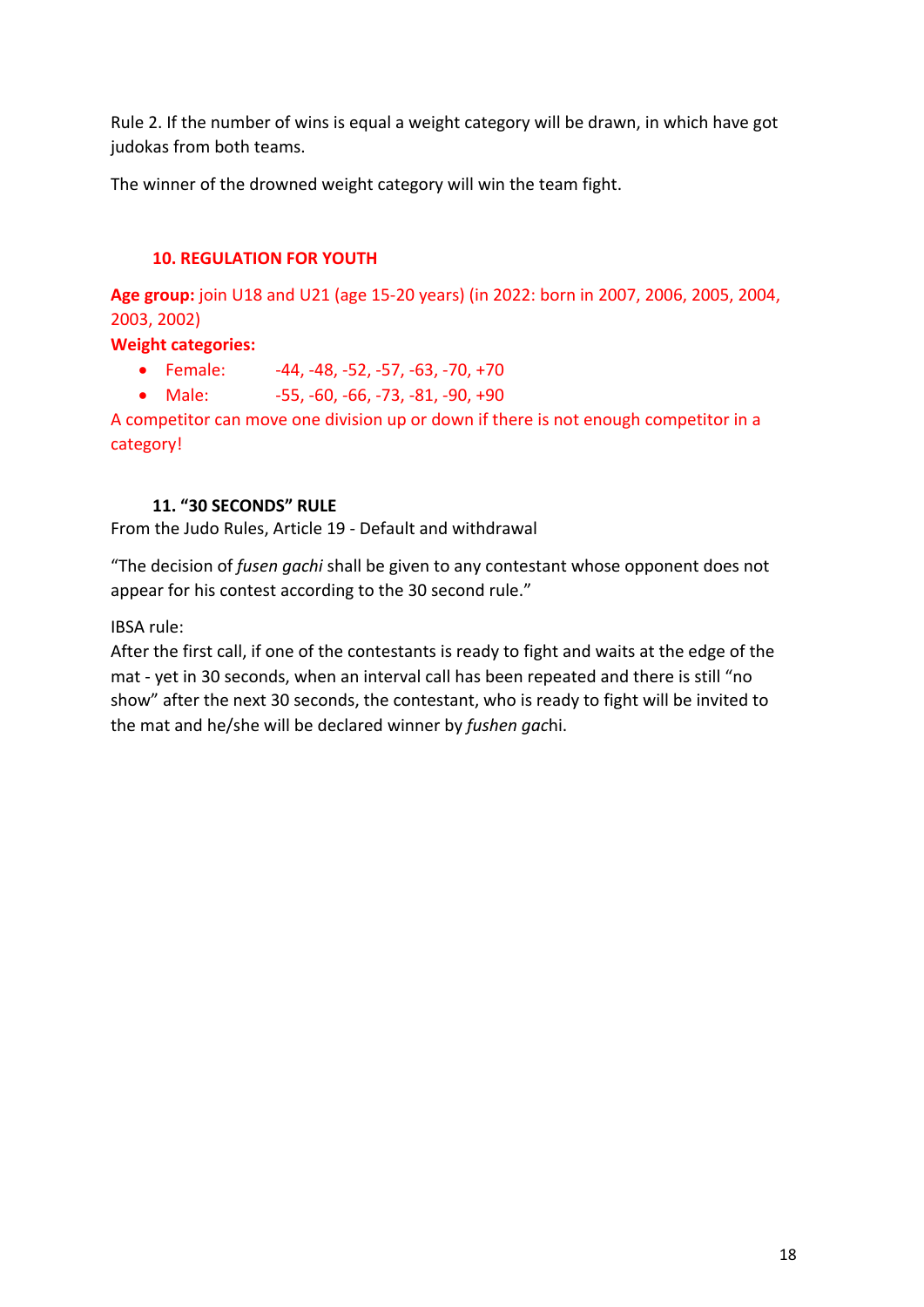Rule 2. If the number of wins is equal a weight category will be drawn, in which have got judokas from both teams.

The winner of the drowned weight category will win the team fight.

## 10. REGULATION FOR YOUTH

**Age group:** join U18 and U21 (age 15-20 years) (in 2022: born in 2007, 2006, 2005, 2004, 2003, 2002)

**Weight categories:**

- Female: -44, -48, -52, -57, -63, -70, +70
- Male: -55, -60, -66, -73, -81, -90, +90

A competitor can move one division up or down if there is not enough competitor in a category!

## 11. "30 SECONDS" RULE

From the Judo Rules, Article 19 - Default and withdrawal

"The decision of *fusen gachi* shall be given to any contestant whose opponent does not appear for his contest according to the 30 second rule."

IBSA rule:
After the first call, if one of the contestants is ready to fight and waits at the edge of the mat - yet in 30 seconds, when an interval call has been repeated and there is still "no show" after the next 30 seconds, the contestant, who is ready to fight will be invited to the mat and he/she will be declared winner by *fushen gac*hi.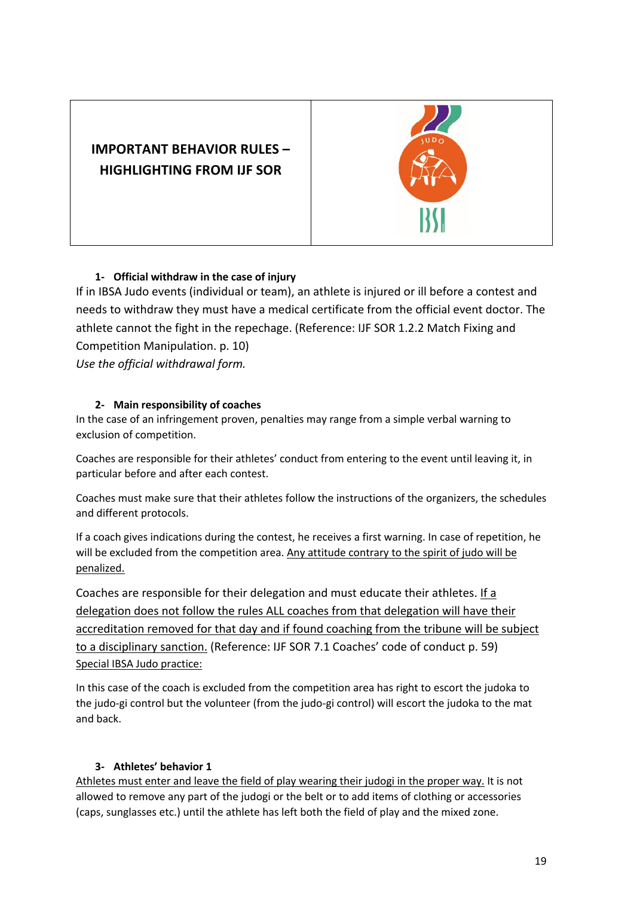| IMPORTANT BEHAVIOR RULES – HIGHLIGHTING FROM IJF SOR | |
|---|---|

### 1- Official withdraw in the case of injury

If in IBSA Judo events (individual or team), an athlete is injured or ill before a contest and needs to withdraw they must have a medical certificate from the official event doctor. The athlete cannot the fight in the repechage. (Reference: IJF SOR 1.2.2 Match Fixing and Competition Manipulation. p. 10)

*Use the official withdrawal form.*

### 2- Main responsibility of coaches

In the case of an infringement proven, penalties may range from a simple verbal warning to exclusion of competition.

Coaches are responsible for their athletes' conduct from entering to the event until leaving it, in particular before and after each contest.

Coaches must make sure that their athletes follow the instructions of the organizers, the schedules and different protocols.

If a coach gives indications during the contest, he receives a first warning. In case of repetition, he will be excluded from the competition area. <u>Any attitude contrary to the spirit of judo will be penalized.</u>

Coaches are responsible for their delegation and must educate their athletes. <u>If a delegation does not follow the rules ALL coaches from that delegation will have their accreditation removed for that day and if found coaching from the tribune will be subject to a disciplinary sanction.</u> (Reference: IJF SOR 7.1 Coaches' code of conduct p. 59)

<u>Special IBSA Judo practice:</u>

In this case of the coach is excluded from the competition area has right to escort the judoka to the judo-gi control but the volunteer (from the judo-gi control) will escort the judoka to the mat and back.

### 3- Athletes' behavior 1

<u>Athletes must enter and leave the field of play wearing their judogi in the proper way.</u> It is not allowed to remove any part of the judogi or the belt or to add items of clothing or accessories (caps, sunglasses etc.) until the athlete has left both the field of play and the mixed zone.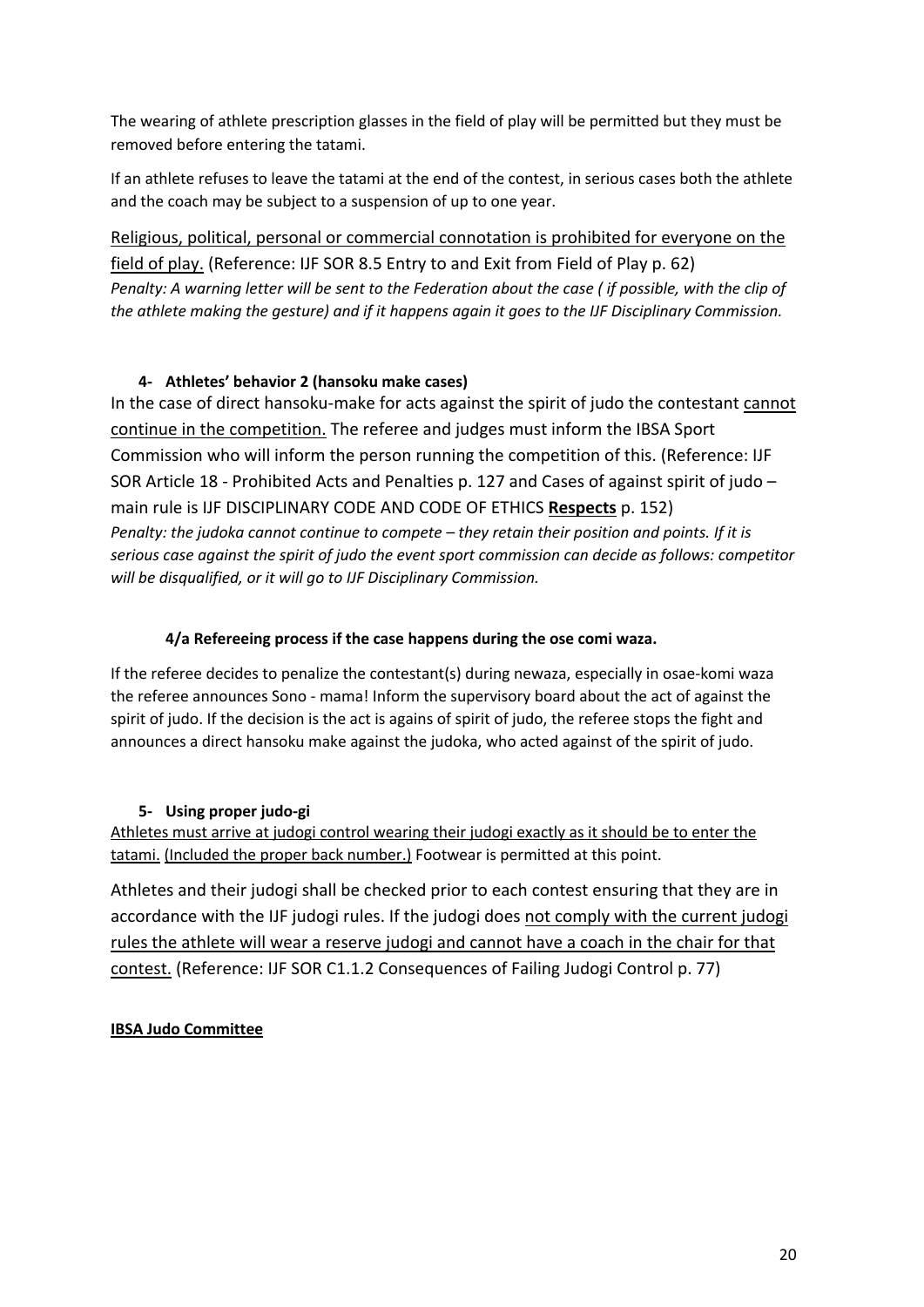The wearing of athlete prescription glasses in the field of play will be permitted but they must be removed before entering the tatami.

If an athlete refuses to leave the tatami at the end of the contest, in serious cases both the athlete and the coach may be subject to a suspension of up to one year.

<u>Religious, political, personal or commercial connotation is prohibited for everyone on the field of play.</u> (Reference: IJF SOR 8.5 Entry to and Exit from Field of Play p. 62)
*Penalty: A warning letter will be sent to the Federation about the case ( if possible, with the clip of the athlete making the gesture) and if it happens again it goes to the IJF Disciplinary Commission.*

#### 4- Athletes' behavior 2 (hansoku make cases)

In the case of direct hansoku-make for acts against the spirit of judo the contestant <u>cannot continue in the competition.</u> The referee and judges must inform the IBSA Sport Commission who will inform the person running the competition of this. (Reference: IJF SOR Article 18 - Prohibited Acts and Penalties p. 127 and Cases of against spirit of judo – main rule is IJF DISCIPLINARY CODE AND CODE OF ETHICS **<u>Respects</u>** p. 152)
*Penalty: the judoka cannot continue to compete – they retain their position and points. If it is serious case against the spirit of judo the event sport commission can decide as follows: competitor will be disqualified, or it will go to IJF Disciplinary Commission.*

#### 4/a Refereeing process if the case happens during the ose comi waza.

If the referee decides to penalize the contestant(s) during newaza, especially in osae-komi waza the referee announces Sono - mama! Inform the supervisory board about the act of against the spirit of judo. If the decision is the act is agains of spirit of judo, the referee stops the fight and announces a direct hansoku make against the judoka, who acted against of the spirit of judo.

#### 5- Using proper judo-gi

<u>Athletes must arrive at judogi control wearing their judogi exactly as it should be to enter the tatami.</u> <u>(Included the proper back number.)</u> Footwear is permitted at this point.

Athletes and their judogi shall be checked prior to each contest ensuring that they are in accordance with the IJF judogi rules. If the judogi does <u>not comply with the current judogi rules the athlete will wear a reserve judogi and cannot have a coach in the chair for that contest.</u> (Reference: IJF SOR C1.1.2 Consequences of Failing Judogi Control p. 77)

**<u>IBSA Judo Committee</u>**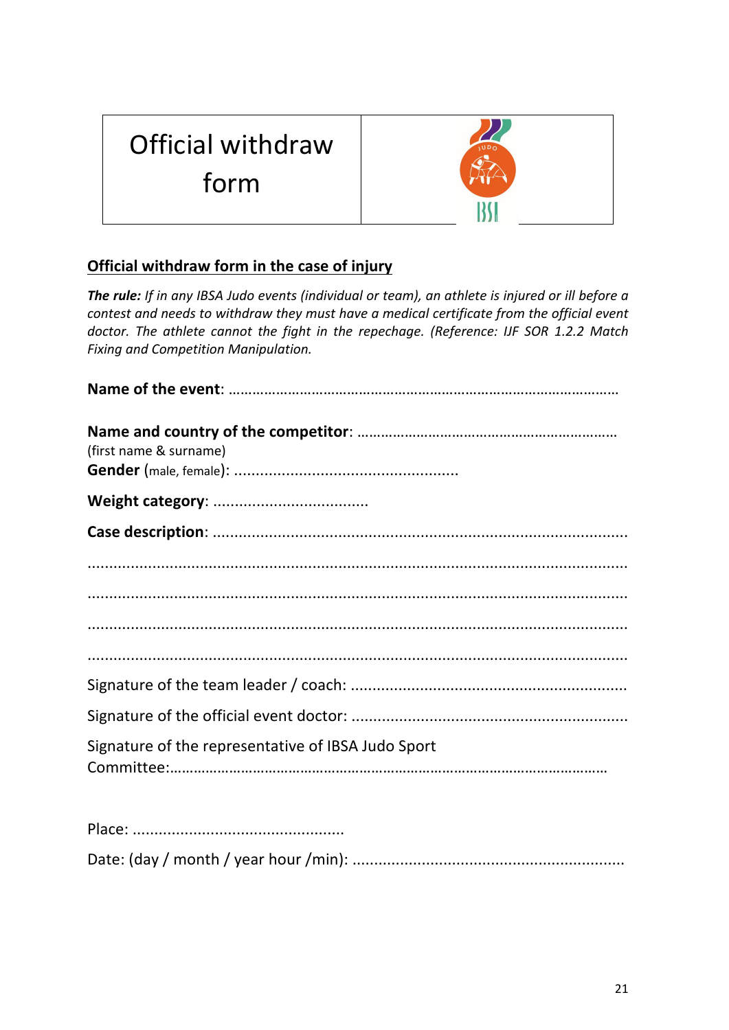| Official withdraw form | |
|---|---|

## Official withdraw form in the case of injury

***The rule:*** *If in any IBSA Judo events (individual or team), an athlete is injured or ill before a contest and needs to withdraw they must have a medical certificate from the official event doctor. The athlete cannot the fight in the repechage. (Reference: IJF SOR 1.2.2 Match Fixing and Competition Manipulation.*

**Name of the event**: ………………………………………………………………………………………

**Name and country of the competitor**: ………………………………………………………
(first name & surname)
**Gender** (male, female): ....................................................

**Weight category**: ...................................

**Case description**: ..............................................................................................

.............................................................................................................................

.............................................................................................................................

.............................................................................................................................

.............................................................................................................................

Signature of the team leader / coach: ...............................................................

Signature of the official event doctor: ...............................................................

Signature of the representative of IBSA Judo Sport Committee:………………………………………………………………………………………………

Place: ................................................

Date: (day / month / year hour /min): .............................................................